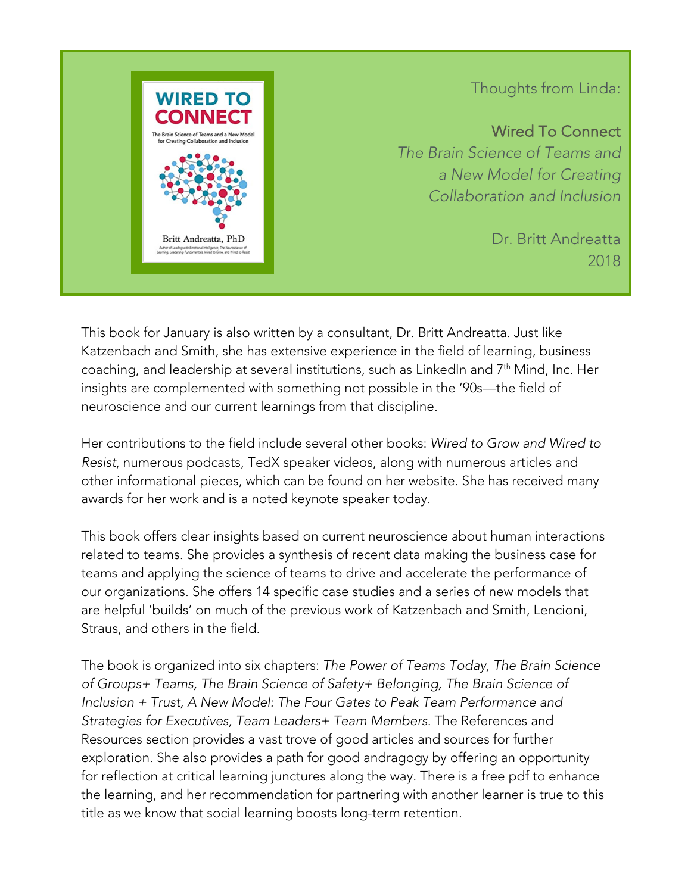Thoughts from Linda:

**Wired To Connect**
*The Brain Science of Teams and a New Model for Creating Collaboration and Inclusion*

Dr. Britt Andreatta
2018

This book for January is also written by a consultant, Dr. Britt Andreatta. Just like Katzenbach and Smith, she has extensive experience in the field of learning, business coaching, and leadership at several institutions, such as LinkedIn and 7th Mind, Inc. Her insights are complemented with something not possible in the '90s—the field of neuroscience and our current learnings from that discipline.

Her contributions to the field include several other books: *Wired to Grow and Wired to Resist*, numerous podcasts, TedX speaker videos, along with numerous articles and other informational pieces, which can be found on her website. She has received many awards for her work and is a noted keynote speaker today.

This book offers clear insights based on current neuroscience about human interactions related to teams. She provides a synthesis of recent data making the business case for teams and applying the science of teams to drive and accelerate the performance of our organizations. She offers 14 specific case studies and a series of new models that are helpful 'builds' on much of the previous work of Katzenbach and Smith, Lencioni, Straus, and others in the field.

The book is organized into six chapters: *The Power of Teams Today, The Brain Science of Groups+ Teams, The Brain Science of Safety+ Belonging, The Brain Science of Inclusion + Trust, A New Model: The Four Gates to Peak Team Performance and Strategies for Executives, Team Leaders+ Team Members*. The References and Resources section provides a vast trove of good articles and sources for further exploration. She also provides a path for good andragogy by offering an opportunity for reflection at critical learning junctures along the way. There is a free pdf to enhance the learning, and her recommendation for partnering with another learner is true to this title as we know that social learning boosts long-term retention.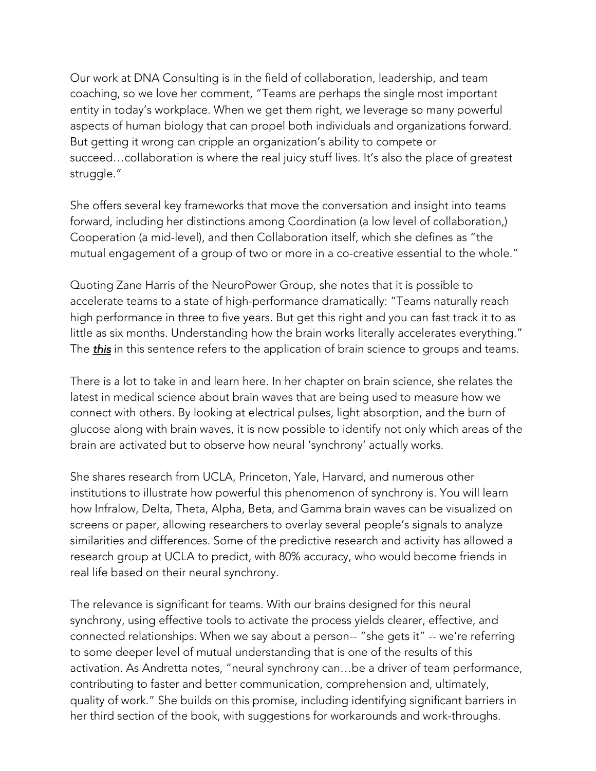Our work at DNA Consulting is in the field of collaboration, leadership, and team coaching, so we love her comment, "Teams are perhaps the single most important entity in today's workplace. When we get them right, we leverage so many powerful aspects of human biology that can propel both individuals and organizations forward. But getting it wrong can cripple an organization's ability to compete or succeed…collaboration is where the real juicy stuff lives. It's also the place of greatest struggle."

She offers several key frameworks that move the conversation and insight into teams forward, including her distinctions among Coordination (a low level of collaboration,) Cooperation (a mid-level), and then Collaboration itself, which she defines as "the mutual engagement of a group of two or more in a co-creative essential to the whole."

Quoting Zane Harris of the NeuroPower Group, she notes that it is possible to accelerate teams to a state of high-performance dramatically: "Teams naturally reach high performance in three to five years. But get this right and you can fast track it to as little as six months. Understanding how the brain works literally accelerates everything." The ***this*** in this sentence refers to the application of brain science to groups and teams.

There is a lot to take in and learn here. In her chapter on brain science, she relates the latest in medical science about brain waves that are being used to measure how we connect with others. By looking at electrical pulses, light absorption, and the burn of glucose along with brain waves, it is now possible to identify not only which areas of the brain are activated but to observe how neural 'synchrony' actually works.

She shares research from UCLA, Princeton, Yale, Harvard, and numerous other institutions to illustrate how powerful this phenomenon of synchrony is. You will learn how Infralow, Delta, Theta, Alpha, Beta, and Gamma brain waves can be visualized on screens or paper, allowing researchers to overlay several people's signals to analyze similarities and differences. Some of the predictive research and activity has allowed a research group at UCLA to predict, with 80% accuracy, who would become friends in real life based on their neural synchrony.

The relevance is significant for teams. With our brains designed for this neural synchrony, using effective tools to activate the process yields clearer, effective, and connected relationships. When we say about a person-- "she gets it" -- we're referring to some deeper level of mutual understanding that is one of the results of this activation. As Andretta notes, "neural synchrony can…be a driver of team performance, contributing to faster and better communication, comprehension and, ultimately, quality of work." She builds on this promise, including identifying significant barriers in her third section of the book, with suggestions for workarounds and work-throughs.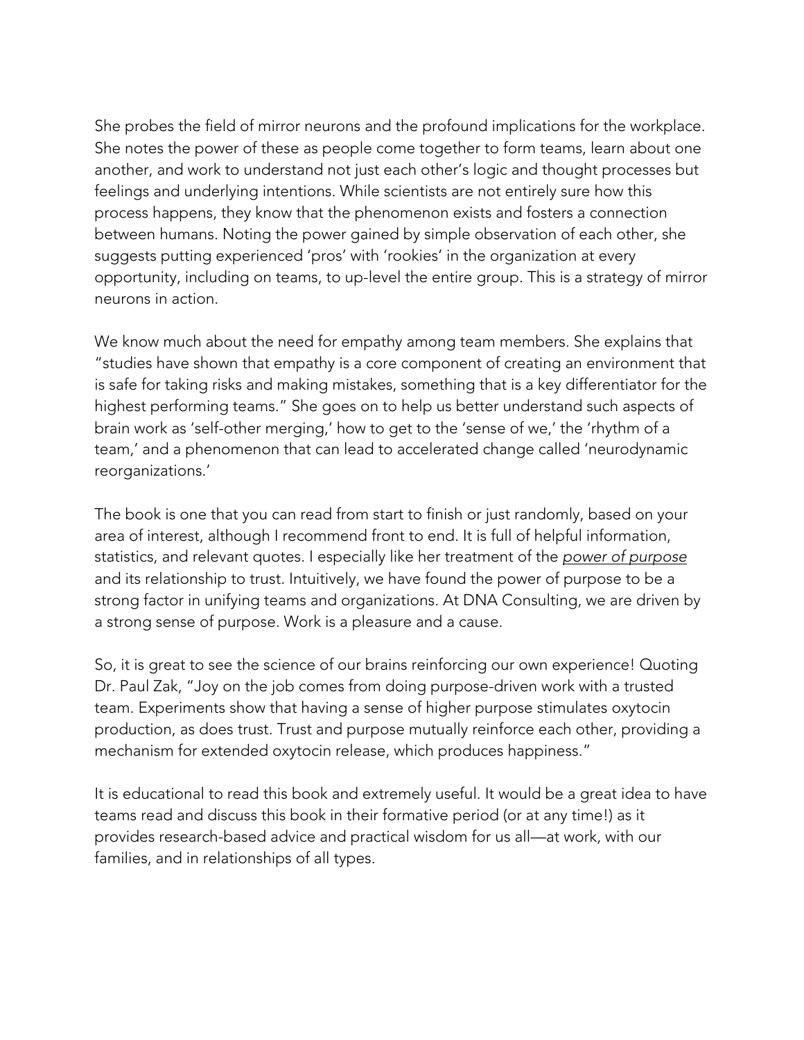She probes the field of mirror neurons and the profound implications for the workplace. She notes the power of these as people come together to form teams, learn about one another, and work to understand not just each other's logic and thought processes but feelings and underlying intentions. While scientists are not entirely sure how this process happens, they know that the phenomenon exists and fosters a connection between humans. Noting the power gained by simple observation of each other, she suggests putting experienced 'pros' with 'rookies' in the organization at every opportunity, including on teams, to up-level the entire group. This is a strategy of mirror neurons in action.

We know much about the need for empathy among team members. She explains that "studies have shown that empathy is a core component of creating an environment that is safe for taking risks and making mistakes, something that is a key differentiator for the highest performing teams." She goes on to help us better understand such aspects of brain work as 'self-other merging,' how to get to the 'sense of we,' the 'rhythm of a team,' and a phenomenon that can lead to accelerated change called 'neurodynamic reorganizations.'

The book is one that you can read from start to finish or just randomly, based on your area of interest, although I recommend front to end. It is full of helpful information, statistics, and relevant quotes. I especially like her treatment of the *power of purpose* and its relationship to trust. Intuitively, we have found the power of purpose to be a strong factor in unifying teams and organizations. At DNA Consulting, we are driven by a strong sense of purpose. Work is a pleasure and a cause.

So, it is great to see the science of our brains reinforcing our own experience! Quoting Dr. Paul Zak, "Joy on the job comes from doing purpose-driven work with a trusted team. Experiments show that having a sense of higher purpose stimulates oxytocin production, as does trust. Trust and purpose mutually reinforce each other, providing a mechanism for extended oxytocin release, which produces happiness."

It is educational to read this book and extremely useful. It would be a great idea to have teams read and discuss this book in their formative period (or at any time!) as it provides research-based advice and practical wisdom for us all—at work, with our families, and in relationships of all types.